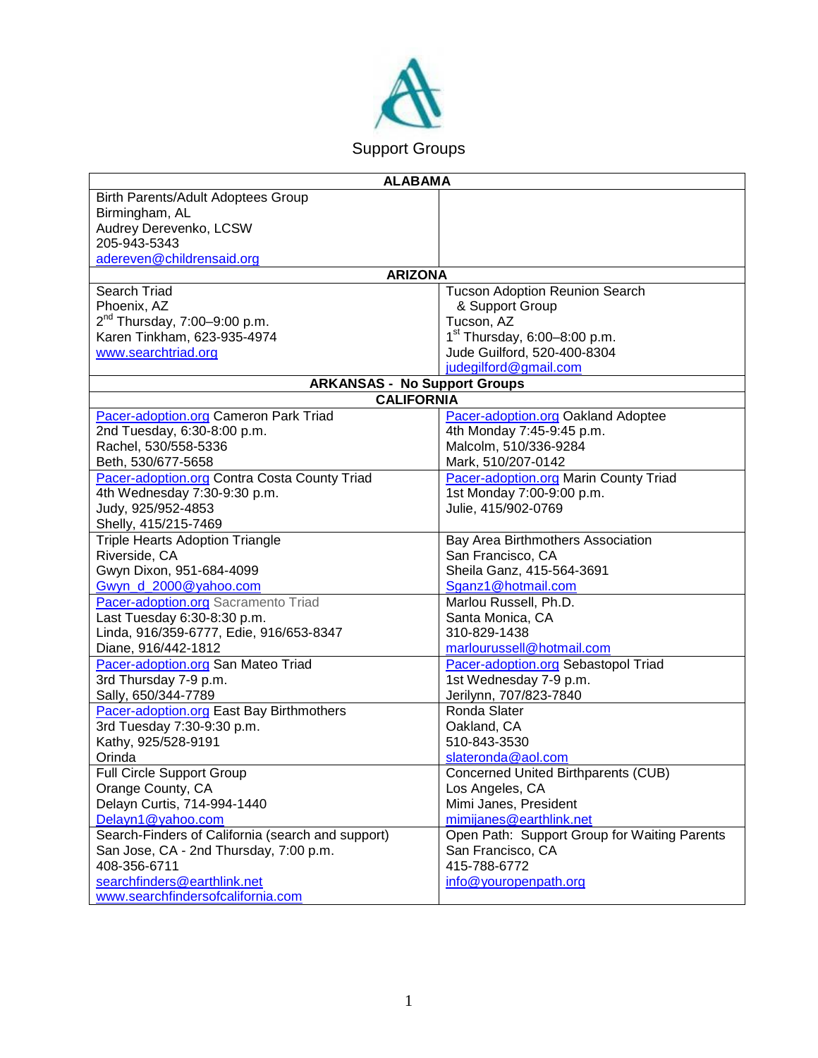# Support Groups

| ALABAMA | |
|---|---|
| Birth Parents/Adult Adoptees Group<br>Birmingham, AL<br>Audrey Derevenko, LCSW<br>205-943-5343<br>adereven@childrensaid.org | |
| **ARIZONA** | |
| Search Triad<br>Phoenix, AZ<br>2nd Thursday, 7:00–9:00 p.m.<br>Karen Tinkham, 623-935-4974<br>www.searchtriad.org | Tucson Adoption Reunion Search & Support Group<br>Tucson, AZ<br>1st Thursday, 6:00–8:00 p.m.<br>Jude Guilford, 520-400-8304<br>judegilford@gmail.com |
| **ARKANSAS - No Support Groups** | |
| **CALIFORNIA** | |
| Pacer-adoption.org Cameron Park Triad<br>2nd Tuesday, 6:30-8:00 p.m.<br>Rachel, 530/558-5336<br>Beth, 530/677-5658 | Pacer-adoption.org Oakland Adoptee<br>4th Monday 7:45-9:45 p.m.<br>Malcolm, 510/336-9284<br>Mark, 510/207-0142 |
| Pacer-adoption.org Contra Costa County Triad<br>4th Wednesday 7:30-9:30 p.m.<br>Judy, 925/952-4853<br>Shelly, 415/215-7469 | Pacer-adoption.org Marin County Triad<br>1st Monday 7:00-9:00 p.m.<br>Julie, 415/902-0769 |
| Triple Hearts Adoption Triangle<br>Riverside, CA<br>Gwyn Dixon, 951-684-4099<br>Gwyn_d_2000@yahoo.com | Bay Area Birthmothers Association<br>San Francisco, CA<br>Sheila Ganz, 415-564-3691<br>Sganz1@hotmail.com |
| Pacer-adoption.org Sacramento Triad<br>Last Tuesday 6:30-8:30 p.m.<br>Linda, 916/359-6777, Edie, 916/653-8347<br>Diane, 916/442-1812 | Marlou Russell, Ph.D.<br>Santa Monica, CA<br>310-829-1438<br>marlourussell@hotmail.com |
| Pacer-adoption.org San Mateo Triad<br>3rd Thursday 7-9 p.m.<br>Sally, 650/344-7789 | Pacer-adoption.org Sebastopol Triad<br>1st Wednesday 7-9 p.m.<br>Jerilynn, 707/823-7840 |
| Pacer-adoption.org East Bay Birthmothers<br>3rd Tuesday 7:30-9:30 p.m.<br>Kathy, 925/528-9191<br>Orinda | Ronda Slater<br>Oakland, CA<br>510-843-3530<br>slateronda@aol.com |
| Full Circle Support Group<br>Orange County, CA<br>Delayn Curtis, 714-994-1440<br>Delayn1@yahoo.com | Concerned United Birthparents (CUB)<br>Los Angeles, CA<br>Mimi Janes, President<br>mimijanes@earthlink.net |
| Search-Finders of California (search and support)<br>San Jose, CA - 2nd Thursday, 7:00 p.m.<br>408-356-6711<br>searchfinders@earthlink.net<br>www.searchfindersofcalifornia.com | Open Path: Support Group for Waiting Parents<br>San Francisco, CA<br>415-788-6772<br>info@youropenpath.org |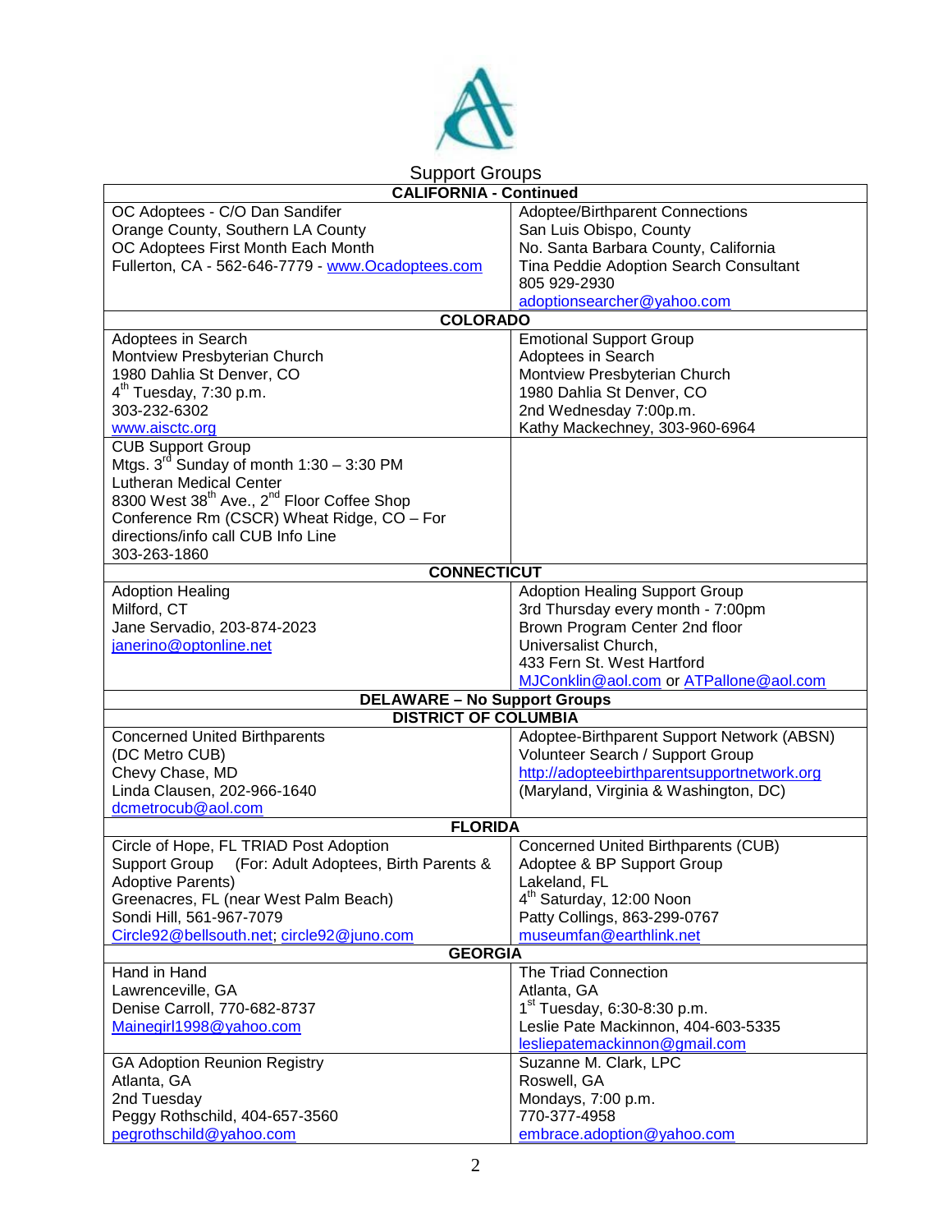Support Groups

| CALIFORNIA - Continued | |
|---|---|
| OC Adoptees - C/O Dan Sandifer<br>Orange County, Southern LA County<br>OC Adoptees First Month Each Month<br>Fullerton, CA - 562-646-7779 - www.Ocadoptees.com | Adoptee/Birthparent Connections<br>San Luis Obispo, County<br>No. Santa Barbara County, California<br>Tina Peddie Adoption Search Consultant<br>805 929-2930<br>adoptionsearcher@yahoo.com |
| **COLORADO** | |
| Adoptees in Search<br>Montview Presbyterian Church<br>1980 Dahlia St Denver, CO<br>4th Tuesday, 7:30 p.m.<br>303-232-6302<br>www.aisctc.org | Emotional Support Group<br>Adoptees in Search<br>Montview Presbyterian Church<br>1980 Dahlia St Denver, CO<br>2nd Wednesday 7:00p.m.<br>Kathy Mackechney, 303-960-6964 |
| CUB Support Group<br>Mtgs. 3rd Sunday of month 1:30 – 3:30 PM<br>Lutheran Medical Center<br>8300 West 38th Ave., 2nd Floor Coffee Shop<br>Conference Rm (CSCR) Wheat Ridge, CO – For directions/info call CUB Info Line<br>303-263-1860 | |
| **CONNECTICUT** | |
| Adoption Healing<br>Milford, CT<br>Jane Servadio, 203-874-2023<br>janerino@optonline.net | Adoption Healing Support Group<br>3rd Thursday every month - 7:00pm<br>Brown Program Center 2nd floor<br>Universalist Church,<br>433 Fern St. West Hartford<br>MJConklin@aol.com or ATPallone@aol.com |
| **DELAWARE – No Support Groups** | |
| **DISTRICT OF COLUMBIA** | |
| Concerned United Birthparents<br>(DC Metro CUB)<br>Chevy Chase, MD<br>Linda Clausen, 202-966-1640<br>dcmetrocub@aol.com | Adoptee-Birthparent Support Network (ABSN)<br>Volunteer Search / Support Group<br>http://adopteebirthparentsupportnetwork.org<br>(Maryland, Virginia & Washington, DC) |
| **FLORIDA** | |
| Circle of Hope, FL TRIAD Post Adoption Support Group (For: Adult Adoptees, Birth Parents & Adoptive Parents)<br>Greenacres, FL (near West Palm Beach)<br>Sondi Hill, 561-967-7079<br>Circle92@bellsouth.net; circle92@juno.com | Concerned United Birthparents (CUB)<br>Adoptee & BP Support Group<br>Lakeland, FL<br>4th Saturday, 12:00 Noon<br>Patty Collings, 863-299-0767<br>museumfan@earthlink.net |
| **GEORGIA** | |
| Hand in Hand<br>Lawrenceville, GA<br>Denise Carroll, 770-682-8737<br>Mainegirl1998@yahoo.com | The Triad Connection<br>Atlanta, GA<br>1st Tuesday, 6:30-8:30 p.m.<br>Leslie Pate Mackinnon, 404-603-5335<br>lesliepatemackinnon@gmail.com |
| GA Adoption Reunion Registry<br>Atlanta, GA<br>2nd Tuesday<br>Peggy Rothschild, 404-657-3560<br>pegrothschild@yahoo.com | Suzanne M. Clark, LPC<br>Roswell, GA<br>Mondays, 7:00 p.m.<br>770-377-4958<br>embrace.adoption@yahoo.com |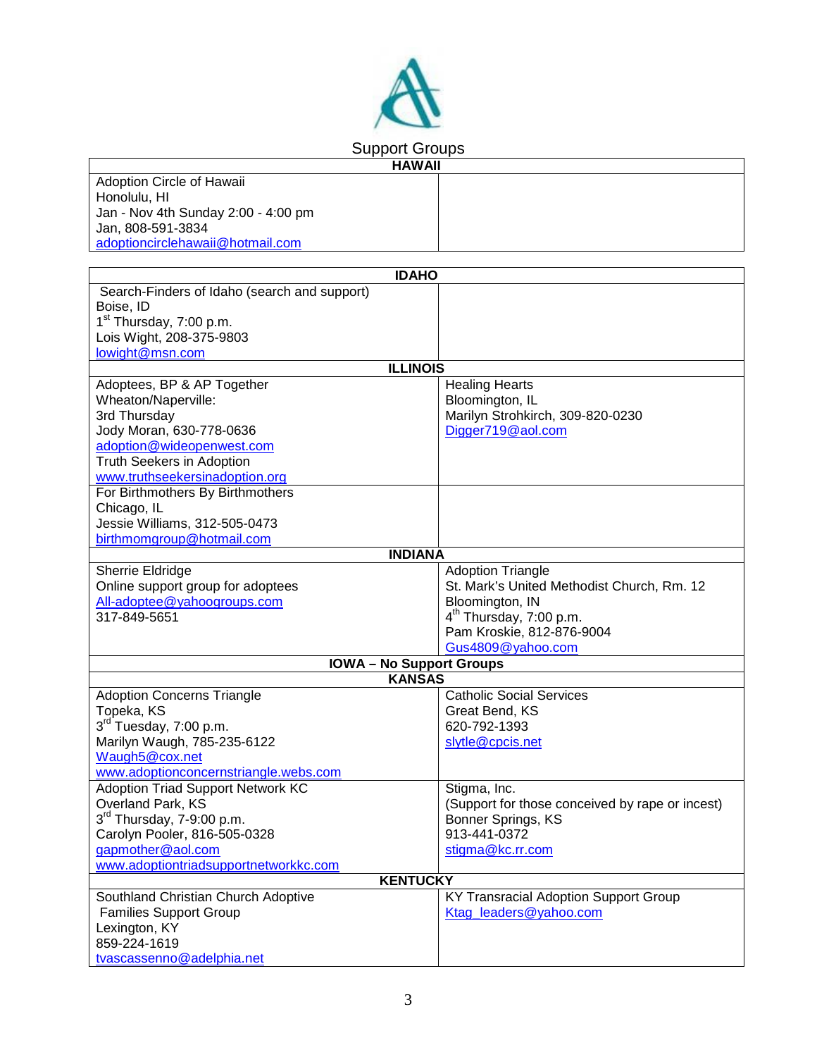# Support Groups

## HAWAII

| | |
|---|---|
| Adoption Circle of Hawaii<br>Honolulu, HI<br>Jan - Nov 4th Sunday 2:00 - 4:00 pm<br>Jan, 808-591-3834<br>adoptioncirclehawaii@hotmail.com | |

## IDAHO

| | |
|---|---|
| Search-Finders of Idaho (search and support)<br>Boise, ID<br>1st Thursday, 7:00 p.m.<br>Lois Wight, 208-375-9803<br>lowight@msn.com | |

## ILLINOIS

| | |
|---|---|
| Adoptees, BP & AP Together<br>Wheaton/Naperville:<br>3rd Thursday<br>Jody Moran, 630-778-0636<br>adoption@wideopenwest.com<br>Truth Seekers in Adoption<br>www.truthseekersinadoption.org | Healing Hearts<br>Bloomington, IL<br>Marilyn Strohkirch, 309-820-0230<br>Digger719@aol.com |
| For Birthmothers By Birthmothers<br>Chicago, IL<br>Jessie Williams, 312-505-0473<br>birthmomgroup@hotmail.com | |

## INDIANA

| | |
|---|---|
| Sherrie Eldridge<br>Online support group for adoptees<br>All-adoptee@yahoogroups.com<br>317-849-5651 | Adoption Triangle<br>St. Mark's United Methodist Church, Rm. 12<br>Bloomington, IN<br>4th Thursday, 7:00 p.m.<br>Pam Kroskie, 812-876-9004<br>Gus4809@yahoo.com |

## IOWA – No Support Groups

## KANSAS

| | |
|---|---|
| Adoption Concerns Triangle<br>Topeka, KS<br>3rd Tuesday, 7:00 p.m.<br>Marilyn Waugh, 785-235-6122<br>Waugh5@cox.net<br>www.adoptionconcernstriangle.webs.com | Catholic Social Services<br>Great Bend, KS<br>620-792-1393<br>slytle@cpcis.net |
| Adoption Triad Support Network KC<br>Overland Park, KS<br>3rd Thursday, 7-9:00 p.m.<br>Carolyn Pooler, 816-505-0328<br>gapmother@aol.com<br>www.adoptiontriadsupportnetworkkc.com | Stigma, Inc.<br>(Support for those conceived by rape or incest)<br>Bonner Springs, KS<br>913-441-0372<br>stigma@kc.rr.com |

## KENTUCKY

| | |
|---|---|
| Southland Christian Church Adoptive Families Support Group<br>Lexington, KY<br>859-224-1619<br>tvascassenno@adelphia.net | KY Transracial Adoption Support Group<br>Ktag_leaders@yahoo.com |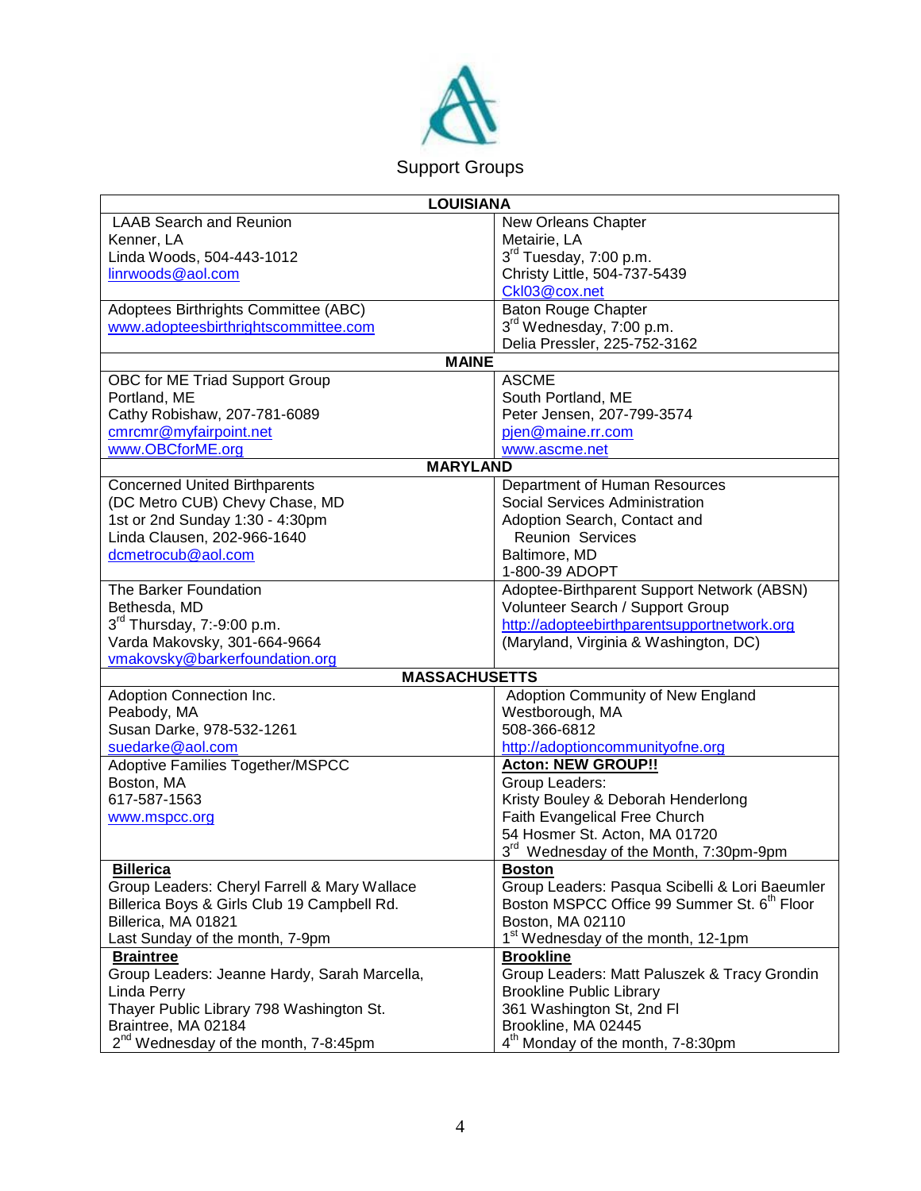# Support Groups

| LOUISIANA | |
|---|---|
| LAAB Search and Reunion<br>Kenner, LA<br>Linda Woods, 504-443-1012<br>linrwoods@aol.com | New Orleans Chapter<br>Metairie, LA<br>3rd Tuesday, 7:00 p.m.<br>Christy Little, 504-737-5439<br>Ckl03@cox.net |
| Adoptees Birthrights Committee (ABC)<br>www.adopteesbirthrightscommittee.com | Baton Rouge Chapter<br>3rd Wednesday, 7:00 p.m.<br>Delia Pressler, 225-752-3162 |
| **MAINE** | |
| OBC for ME Triad Support Group<br>Portland, ME<br>Cathy Robishaw, 207-781-6089<br>cmrcmr@myfairpoint.net<br>www.OBCforME.org | ASCME<br>South Portland, ME<br>Peter Jensen, 207-799-3574<br>pjen@maine.rr.com<br>www.ascme.net |
| **MARYLAND** | |
| Concerned United Birthparents<br>(DC Metro CUB) Chevy Chase, MD<br>1st or 2nd Sunday 1:30 - 4:30pm<br>Linda Clausen, 202-966-1640<br>dcmetrocub@aol.com | Department of Human Resources<br>Social Services Administration<br>Adoption Search, Contact and<br>Reunion Services<br>Baltimore, MD<br>1-800-39 ADOPT |
| The Barker Foundation<br>Bethesda, MD<br>3rd Thursday, 7:-9:00 p.m.<br>Varda Makovsky, 301-664-9664<br>vmakovsky@barkerfoundation.org | Adoptee-Birthparent Support Network (ABSN)<br>Volunteer Search / Support Group<br>http://adopteebirthparentsupportnetwork.org<br>(Maryland, Virginia & Washington, DC) |
| **MASSACHUSETTS** | |
| Adoption Connection Inc.<br>Peabody, MA<br>Susan Darke, 978-532-1261<br>suedarke@aol.com | Adoption Community of New England<br>Westborough, MA<br>508-366-6812<br>http://adoptioncommunityofne.org |
| Adoptive Families Together/MSPCC<br>Boston, MA<br>617-587-1563<br>www.mspcc.org | **Acton: NEW GROUP!!**<br>Group Leaders:<br>Kristy Bouley & Deborah Henderlong<br>Faith Evangelical Free Church<br>54 Hosmer St. Acton, MA 01720<br>3rd Wednesday of the Month, 7:30pm-9pm |
| **Billerica**<br>Group Leaders: Cheryl Farrell & Mary Wallace<br>Billerica Boys & Girls Club 19 Campbell Rd.<br>Billerica, MA 01821<br>Last Sunday of the month, 7-9pm | **Boston**<br>Group Leaders: Pasqua Scibelli & Lori Baeumler<br>Boston MSPCC Office 99 Summer St. 6th Floor<br>Boston, MA 02110<br>1st Wednesday of the month, 12-1pm |
| **Braintree**<br>Group Leaders: Jeanne Hardy, Sarah Marcella, Linda Perry<br>Thayer Public Library 798 Washington St.<br>Braintree, MA 02184<br>2nd Wednesday of the month, 7-8:45pm | **Brookline**<br>Group Leaders: Matt Paluszek & Tracy Grondin<br>Brookline Public Library<br>361 Washington St, 2nd Fl<br>Brookline, MA 02445<br>4th Monday of the month, 7-8:30pm |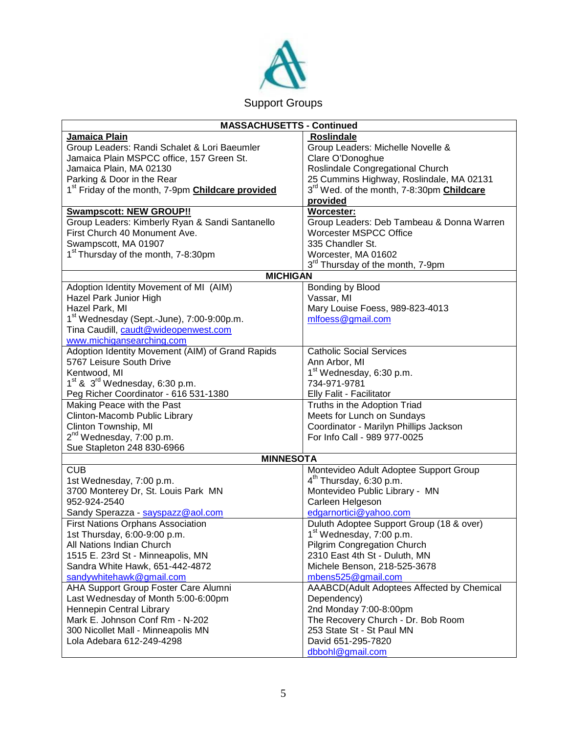Support Groups

| MASSACHUSETTS - Continued | |
|---|---|
| **Jamaica Plain**<br>Group Leaders: Randi Schalet & Lori Baeumler<br>Jamaica Plain MSPCC office, 157 Green St.<br>Jamaica Plain, MA 02130<br>Parking & Door in the Rear<br>1st Friday of the month, 7-9pm **Childcare provided** | **Roslindale**<br>Group Leaders: Michelle Novelle &<br>Clare O'Donoghue<br>Roslindale Congregational Church<br>25 Cummins Highway, Roslindale, MA 02131<br>3rd Wed. of the month, 7-8:30pm **Childcare provided** |
| **Swampscott: NEW GROUP!!**<br>Group Leaders: Kimberly Ryan & Sandi Santanello<br>First Church 40 Monument Ave.<br>Swampscott, MA 01907<br>1st Thursday of the month, 7-8:30pm | **Worcester:**<br>Group Leaders: Deb Tambeau & Donna Warren<br>Worcester MSPCC Office<br>335 Chandler St.<br>Worcester, MA 01602<br>3rd Thursday of the month, 7-9pm |
| **MICHIGAN** | |
| Adoption Identity Movement of MI (AIM)<br>Hazel Park Junior High<br>Hazel Park, MI<br>1st Wednesday (Sept.-June), 7:00-9:00p.m.<br>Tina Caudill, caudt@wideopenwest.com<br>www.michigansearching.com | Bonding by Blood<br>Vassar, MI<br>Mary Louise Foess, 989-823-4013<br>mlfoess@gmail.com |
| Adoption Identity Movement (AIM) of Grand Rapids<br>5767 Leisure South Drive<br>Kentwood, MI<br>1st & 3rd Wednesday, 6:30 p.m.<br>Peg Richer Coordinator - 616 531-1380 | Catholic Social Services<br>Ann Arbor, MI<br>1st Wednesday, 6:30 p.m.<br>734-971-9781<br>Elly Falit - Facilitator |
| Making Peace with the Past<br>Clinton-Macomb Public Library<br>Clinton Township, MI<br>2nd Wednesday, 7:00 p.m.<br>Sue Stapleton 248 830-6966 | Truths in the Adoption Triad<br>Meets for Lunch on Sundays<br>Coordinator - Marilyn Phillips Jackson<br>For Info Call - 989 977-0025 |
| **MINNESOTA** | |
| CUB<br>1st Wednesday, 7:00 p.m.<br>3700 Monterey Dr, St. Louis Park MN<br>952-924-2540<br>Sandy Sperazza - sayspazz@aol.com | Montevideo Adult Adoptee Support Group<br>4th Thursday, 6:30 p.m.<br>Montevideo Public Library - MN<br>Carleen Helgeson<br>edgarnortici@yahoo.com |
| First Nations Orphans Association<br>1st Thursday, 6:00-9:00 p.m.<br>All Nations Indian Church<br>1515 E. 23rd St - Minneapolis, MN<br>Sandra White Hawk, 651-442-4872<br>sandywhitehawk@gmail.com | Duluth Adoptee Support Group (18 & over)<br>1st Wednesday, 7:00 p.m.<br>Pilgrim Congregation Church<br>2310 East 4th St - Duluth, MN<br>Michele Benson, 218-525-3678<br>mbens525@gmail.com |
| AHA Support Group Foster Care Alumni<br>Last Wednesday of Month 5:00-6:00pm<br>Hennepin Central Library<br>Mark E. Johnson Conf Rm - N-202<br>300 Nicollet Mall - Minneapolis MN<br>Lola Adebara 612-249-4298 | AAABCD(Adult Adoptees Affected by Chemical Dependency)<br>2nd Monday 7:00-8:00pm<br>The Recovery Church - Dr. Bob Room<br>253 State St - St Paul MN<br>David 651-295-7820<br>dbbohl@gmail.com |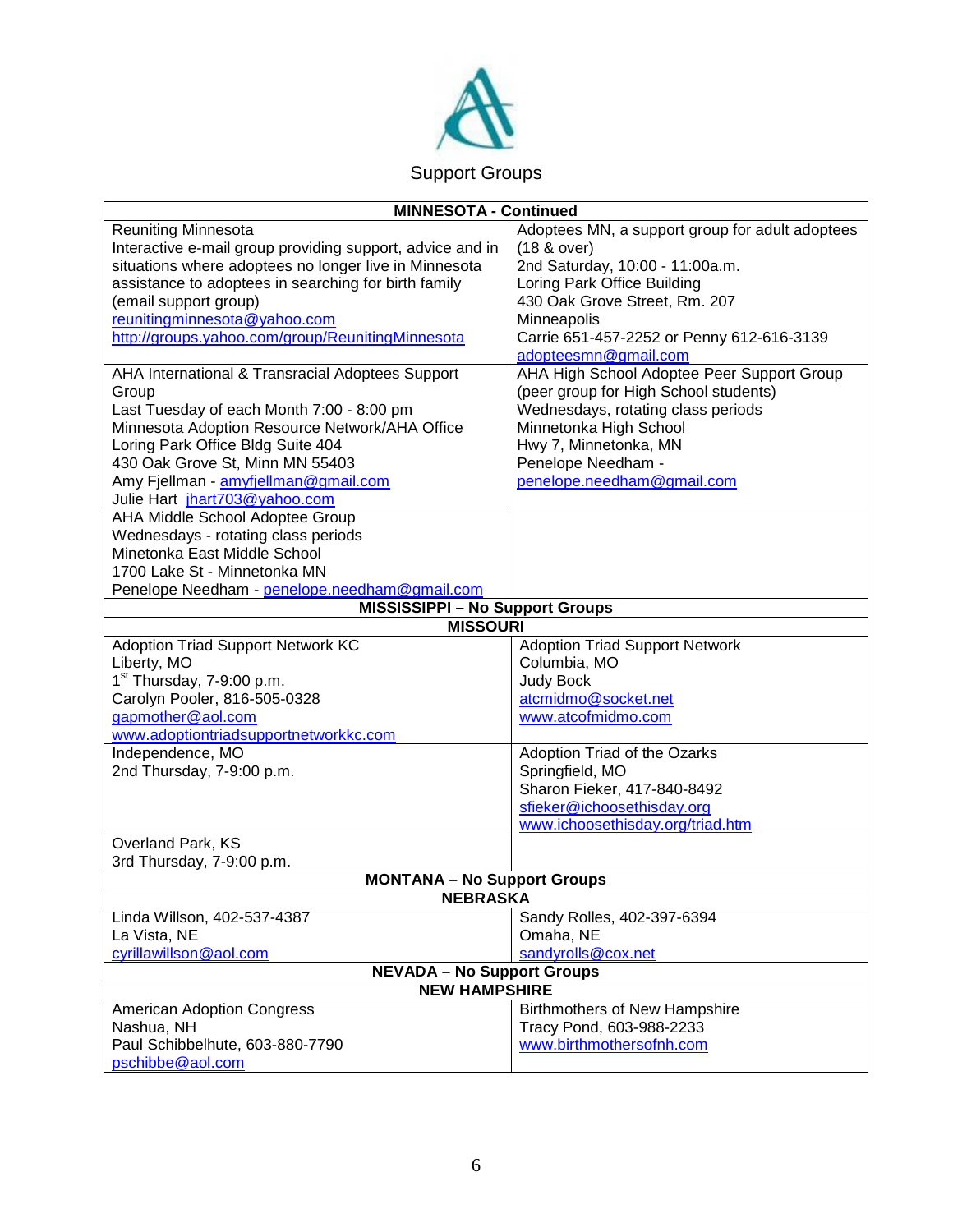Support Groups

| MINNESOTA - Continued | |
|---|---|
| Reuniting Minnesota<br>Interactive e-mail group providing support, advice and in situations where adoptees no longer live in Minnesota assistance to adoptees in searching for birth family (email support group)<br>reunitingminnesota@yahoo.com<br>http://groups.yahoo.com/group/ReunitingMinnesota | Adoptees MN, a support group for adult adoptees (18 & over)<br>2nd Saturday, 10:00 - 11:00a.m.<br>Loring Park Office Building<br>430 Oak Grove Street, Rm. 207<br>Minneapolis<br>Carrie 651-457-2252 or Penny 612-616-3139<br>adopteesmn@gmail.com |
| AHA International & Transracial Adoptees Support Group<br>Last Tuesday of each Month 7:00 - 8:00 pm<br>Minnesota Adoption Resource Network/AHA Office<br>Loring Park Office Bldg Suite 404<br>430 Oak Grove St, Minn MN 55403<br>Amy Fjellman - amyfjellman@gmail.com<br>Julie Hart jhart703@yahoo.com | AHA High School Adoptee Peer Support Group (peer group for High School students)<br>Wednesdays, rotating class periods<br>Minnetonka High School<br>Hwy 7, Minnetonka, MN<br>Penelope Needham -<br>penelope.needham@gmail.com |
| AHA Middle School Adoptee Group<br>Wednesdays - rotating class periods<br>Minetonka East Middle School<br>1700 Lake St - Minnetonka MN<br>Penelope Needham - penelope.needham@gmail.com | |
| **MISSISSIPPI – No Support Groups** | |
| **MISSOURI** | |
| Adoption Triad Support Network KC<br>Liberty, MO<br>1st Thursday, 7-9:00 p.m.<br>Carolyn Pooler, 816-505-0328<br>gapmother@aol.com<br>www.adoptiontriadsupportnetworkkc.com | Adoption Triad Support Network<br>Columbia, MO<br>Judy Bock<br>atcmidmo@socket.net<br>www.atcofmidmo.com |
| Independence, MO<br>2nd Thursday, 7-9:00 p.m. | Adoption Triad of the Ozarks<br>Springfield, MO<br>Sharon Fieker, 417-840-8492<br>sfieker@ichoosethisday.org<br>www.ichoosethisday.org/triad.htm |
| Overland Park, KS<br>3rd Thursday, 7-9:00 p.m. | |
| **MONTANA – No Support Groups** | |
| **NEBRASKA** | |
| Linda Willson, 402-537-4387<br>La Vista, NE<br>cyrillawillson@aol.com | Sandy Rolles, 402-397-6394<br>Omaha, NE<br>sandyrolls@cox.net |
| **NEVADA – No Support Groups** | |
| **NEW HAMPSHIRE** | |
| American Adoption Congress<br>Nashua, NH<br>Paul Schibbelhute, 603-880-7790<br>pschibbe@aol.com | Birthmothers of New Hampshire<br>Tracy Pond, 603-988-2233<br>www.birthmothersofnh.com |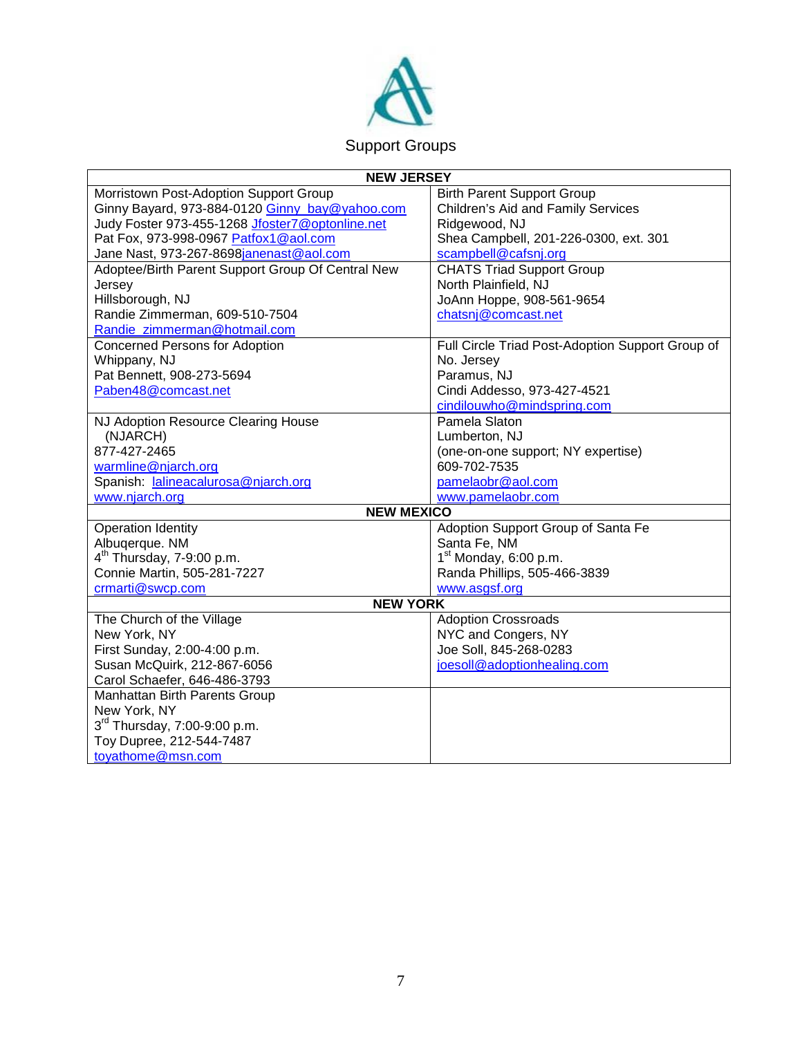# Support Groups

| NEW JERSEY | |
|---|---|
| Morristown Post-Adoption Support Group<br>Ginny Bayard, 973-884-0120 Ginny_bay@yahoo.com<br>Judy Foster 973-455-1268 Jfoster7@optonline.net<br>Pat Fox, 973-998-0967 Patfox1@aol.com<br>Jane Nast, 973-267-8698janenast@aol.com | Birth Parent Support Group<br>Children's Aid and Family Services<br>Ridgewood, NJ<br>Shea Campbell, 201-226-0300, ext. 301<br>scampbell@cafsnj.org |
| Adoptee/Birth Parent Support Group Of Central New Jersey<br>Hillsborough, NJ<br>Randie Zimmerman, 609-510-7504<br>Randie_zimmerman@hotmail.com | CHATS Triad Support Group<br>North Plainfield, NJ<br>JoAnn Hoppe, 908-561-9654<br>chatsnj@comcast.net |
| Concerned Persons for Adoption<br>Whippany, NJ<br>Pat Bennett, 908-273-5694<br>Paben48@comcast.net | Full Circle Triad Post-Adoption Support Group of No. Jersey<br>Paramus, NJ<br>Cindi Addesso, 973-427-4521<br>cindilouwho@mindspring.com |
| NJ Adoption Resource Clearing House (NJARCH)<br>877-427-2465<br>warmline@njarch.org<br>Spanish: lalineacalurosa@njarch.org<br>www.njarch.org | Pamela Slaton<br>Lumberton, NJ<br>(one-on-one support; NY expertise)<br>609-702-7535<br>pamelaobr@aol.com<br>www.pamelaobr.com |
| **NEW MEXICO** | |
| Operation Identity<br>Albuqerque. NM<br>4th Thursday, 7-9:00 p.m.<br>Connie Martin, 505-281-7227<br>crmarti@swcp.com | Adoption Support Group of Santa Fe<br>Santa Fe, NM<br>1st Monday, 6:00 p.m.<br>Randa Phillips, 505-466-3839<br>www.asgsf.org |
| **NEW YORK** | |
| The Church of the Village<br>New York, NY<br>First Sunday, 2:00-4:00 p.m.<br>Susan McQuirk, 212-867-6056<br>Carol Schaefer, 646-486-3793 | Adoption Crossroads<br>NYC and Congers, NY<br>Joe Soll, 845-268-0283<br>joesoll@adoptionhealing.com |
| Manhattan Birth Parents Group<br>New York, NY<br>3rd Thursday, 7:00-9:00 p.m.<br>Toy Dupree, 212-544-7487<br>toyathome@msn.com | |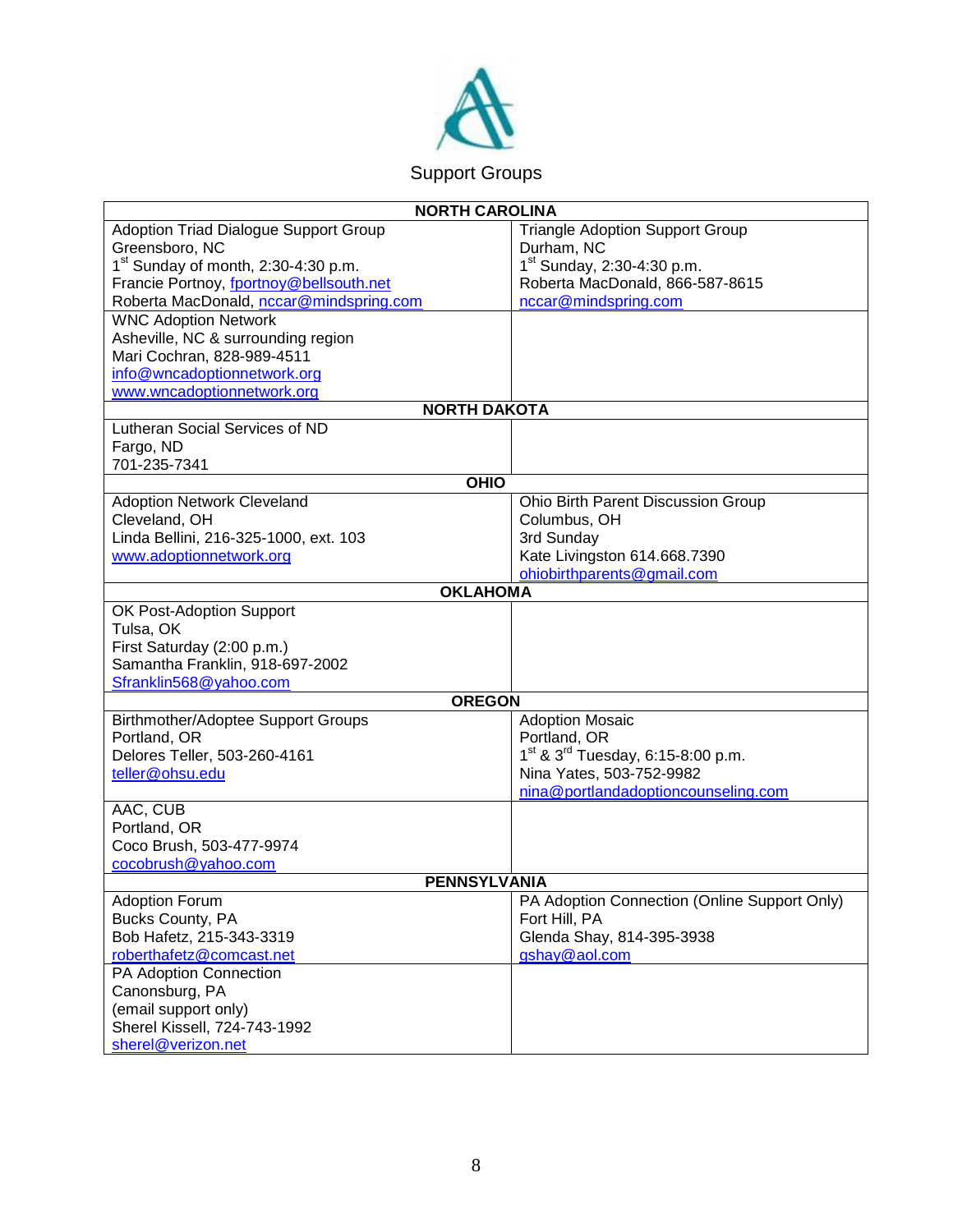# Support Groups

| NORTH CAROLINA | |
|---|---|
| Adoption Triad Dialogue Support Group<br>Greensboro, NC<br>1st Sunday of month, 2:30-4:30 p.m.<br>Francie Portnoy, fportnoy@bellsouth.net<br>Roberta MacDonald, nccar@mindspring.com | Triangle Adoption Support Group<br>Durham, NC<br>1st Sunday, 2:30-4:30 p.m.<br>Roberta MacDonald, 866-587-8615<br>nccar@mindspring.com |
| WNC Adoption Network<br>Asheville, NC & surrounding region<br>Mari Cochran, 828-989-4511<br>info@wncadoptionnetwork.org<br>www.wncadoptionnetwork.org | |
| **NORTH DAKOTA** | |
| Lutheran Social Services of ND<br>Fargo, ND<br>701-235-7341 | |
| **OHIO** | |
| Adoption Network Cleveland<br>Cleveland, OH<br>Linda Bellini, 216-325-1000, ext. 103<br>www.adoptionnetwork.org | Ohio Birth Parent Discussion Group<br>Columbus, OH<br>3rd Sunday<br>Kate Livingston 614.668.7390<br>ohiobirthparents@gmail.com |
| **OKLAHOMA** | |
| OK Post-Adoption Support<br>Tulsa, OK<br>First Saturday (2:00 p.m.)<br>Samantha Franklin, 918-697-2002<br>Sfranklin568@yahoo.com | |
| **OREGON** | |
| Birthmother/Adoptee Support Groups<br>Portland, OR<br>Delores Teller, 503-260-4161<br>teller@ohsu.edu | Adoption Mosaic<br>Portland, OR<br>1st & 3rd Tuesday, 6:15-8:00 p.m.<br>Nina Yates, 503-752-9982<br>nina@portlandadoptioncounseling.com |
| AAC, CUB<br>Portland, OR<br>Coco Brush, 503-477-9974<br>cocobrush@yahoo.com | |
| **PENNSYLVANIA** | |
| Adoption Forum<br>Bucks County, PA<br>Bob Hafetz, 215-343-3319<br>roberthafetz@comcast.net | PA Adoption Connection (Online Support Only)<br>Fort Hill, PA<br>Glenda Shay, 814-395-3938<br>gshay@aol.com |
| PA Adoption Connection<br>Canonsburg, PA<br>(email support only)<br>Sherel Kissell, 724-743-1992<br>sherel@verizon.net | |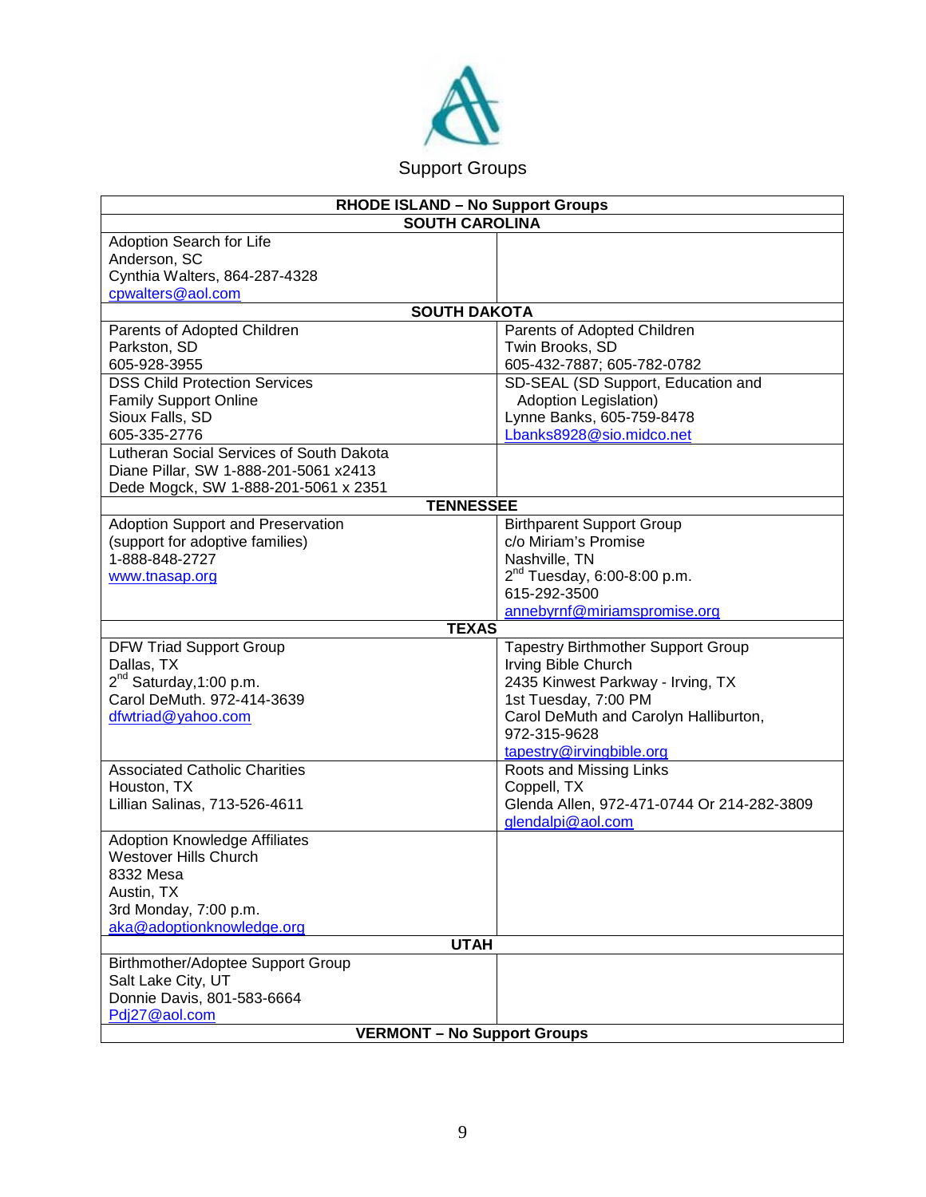Support Groups

| RHODE ISLAND – No Support Groups | |
|---|---|
| **SOUTH CAROLINA** | |
| Adoption Search for Life<br>Anderson, SC<br>Cynthia Walters, 864-287-4328<br>cpwalters@aol.com | |
| **SOUTH DAKOTA** | |
| Parents of Adopted Children<br>Parkston, SD<br>605-928-3955 | Parents of Adopted Children<br>Twin Brooks, SD<br>605-432-7887; 605-782-0782 |
| DSS Child Protection Services<br>Family Support Online<br>Sioux Falls, SD<br>605-335-2776 | SD-SEAL (SD Support, Education and Adoption Legislation)<br>Lynne Banks, 605-759-8478<br>Lbanks8928@sio.midco.net |
| Lutheran Social Services of South Dakota<br>Diane Pillar, SW 1-888-201-5061 x2413<br>Dede Mogck, SW 1-888-201-5061 x 2351 | |
| **TENNESSEE** | |
| Adoption Support and Preservation<br>(support for adoptive families)<br>1-888-848-2727<br>www.tnasap.org | Birthparent Support Group<br>c/o Miriam's Promise<br>Nashville, TN<br>2nd Tuesday, 6:00-8:00 p.m.<br>615-292-3500<br>annebyrnf@miriamspromise.org |
| **TEXAS** | |
| DFW Triad Support Group<br>Dallas, TX<br>2nd Saturday,1:00 p.m.<br>Carol DeMuth. 972-414-3639<br>dfwtriad@yahoo.com | Tapestry Birthmother Support Group<br>Irving Bible Church<br>2435 Kinwest Parkway - Irving, TX<br>1st Tuesday, 7:00 PM<br>Carol DeMuth and Carolyn Halliburton, 972-315-9628<br>tapestry@irvingbible.org |
| Associated Catholic Charities<br>Houston, TX<br>Lillian Salinas, 713-526-4611 | Roots and Missing Links<br>Coppell, TX<br>Glenda Allen, 972-471-0744 Or 214-282-3809<br>glendalpi@aol.com |
| Adoption Knowledge Affiliates<br>Westover Hills Church<br>8332 Mesa<br>Austin, TX<br>3rd Monday, 7:00 p.m.<br>aka@adoptionknowledge.org | |
| **UTAH** | |
| Birthmother/Adoptee Support Group<br>Salt Lake City, UT<br>Donnie Davis, 801-583-6664<br>Pdj27@aol.com | |
| **VERMONT – No Support Groups** | |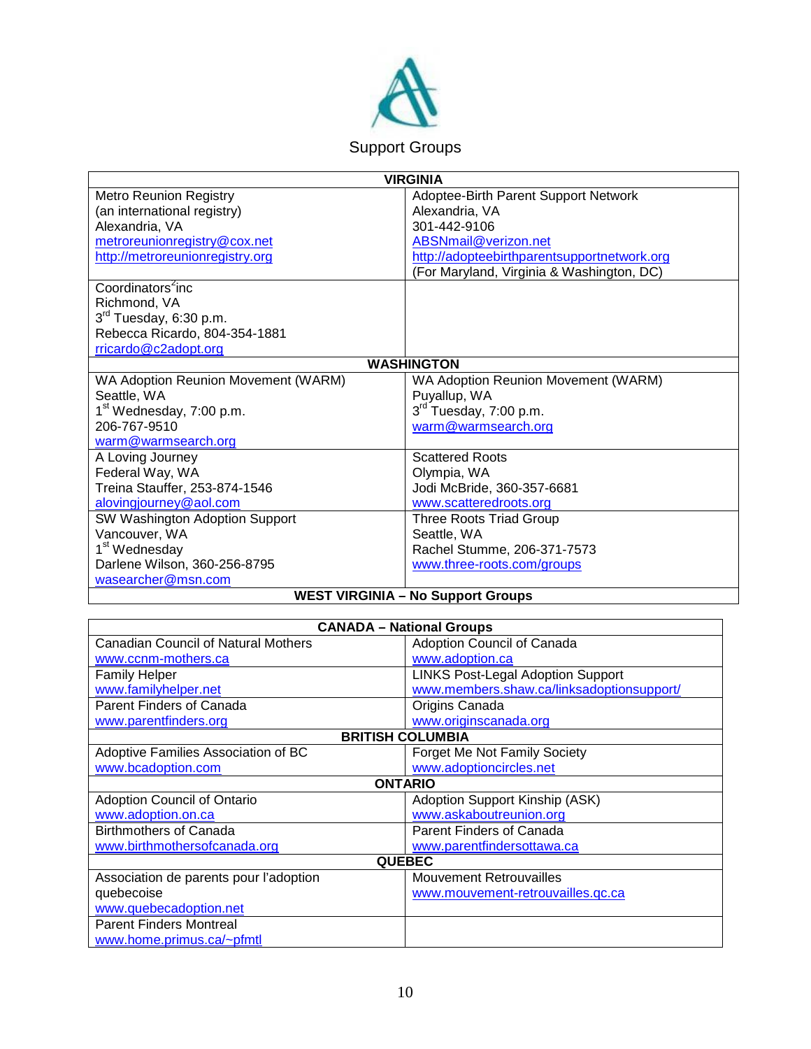# Support Groups

| VIRGINIA | |
|---|---|
| Metro Reunion Registry<br>(an international registry)<br>Alexandria, VA<br>metroreunionregistry@cox.net<br>http://metroreunionregistry.org | Adoptee-Birth Parent Support Network<br>Alexandria, VA<br>301-442-9106<br>ABSNmail@verizon.net<br>http://adopteebirthparentsupportnetwork.org<br>(For Maryland, Virginia & Washington, DC) |
| Coordinators²inc<br>Richmond, VA<br>3rd Tuesday, 6:30 p.m.<br>Rebecca Ricardo, 804-354-1881<br>rricardo@c2adopt.org | |
| **WASHINGTON** | |
| WA Adoption Reunion Movement (WARM)<br>Seattle, WA<br>1st Wednesday, 7:00 p.m.<br>206-767-9510<br>warm@warmsearch.org | WA Adoption Reunion Movement (WARM)<br>Puyallup, WA<br>3rd Tuesday, 7:00 p.m.<br>warm@warmsearch.org |
| A Loving Journey<br>Federal Way, WA<br>Treina Stauffer, 253-874-1546<br>alovingjourney@aol.com | Scattered Roots<br>Olympia, WA<br>Jodi McBride, 360-357-6681<br>www.scatteredroots.org |
| SW Washington Adoption Support<br>Vancouver, WA<br>1st Wednesday<br>Darlene Wilson, 360-256-8795<br>wasearcher@msn.com | Three Roots Triad Group<br>Seattle, WA<br>Rachel Stumme, 206-371-7573<br>www.three-roots.com/groups |
| **WEST VIRGINIA – No Support Groups** | |

| CANADA – National Groups | |
|---|---|
| Canadian Council of Natural Mothers<br>www.ccnm-mothers.ca | Adoption Council of Canada<br>www.adoption.ca |
| Family Helper<br>www.familyhelper.net | LINKS Post-Legal Adoption Support<br>www.members.shaw.ca/linksadoptionsupport/ |
| Parent Finders of Canada<br>www.parentfinders.org | Origins Canada<br>www.originscanada.org |
| **BRITISH COLUMBIA** | |
| Adoptive Families Association of BC<br>www.bcadoption.com | Forget Me Not Family Society<br>www.adoptioncircles.net |
| **ONTARIO** | |
| Adoption Council of Ontario<br>www.adoption.on.ca | Adoption Support Kinship (ASK)<br>www.askaboutreunion.org |
| Birthmothers of Canada<br>www.birthmothersofcanada.org | Parent Finders of Canada<br>www.parentfindersottawa.ca |
| **QUEBEC** | |
| Association de parents pour l'adoption quebecoise<br>www.quebecadoption.net | Mouvement Retrouvailles<br>www.mouvement-retrouvailles.qc.ca |
| Parent Finders Montreal<br>www.home.primus.ca/~pfmtl | |